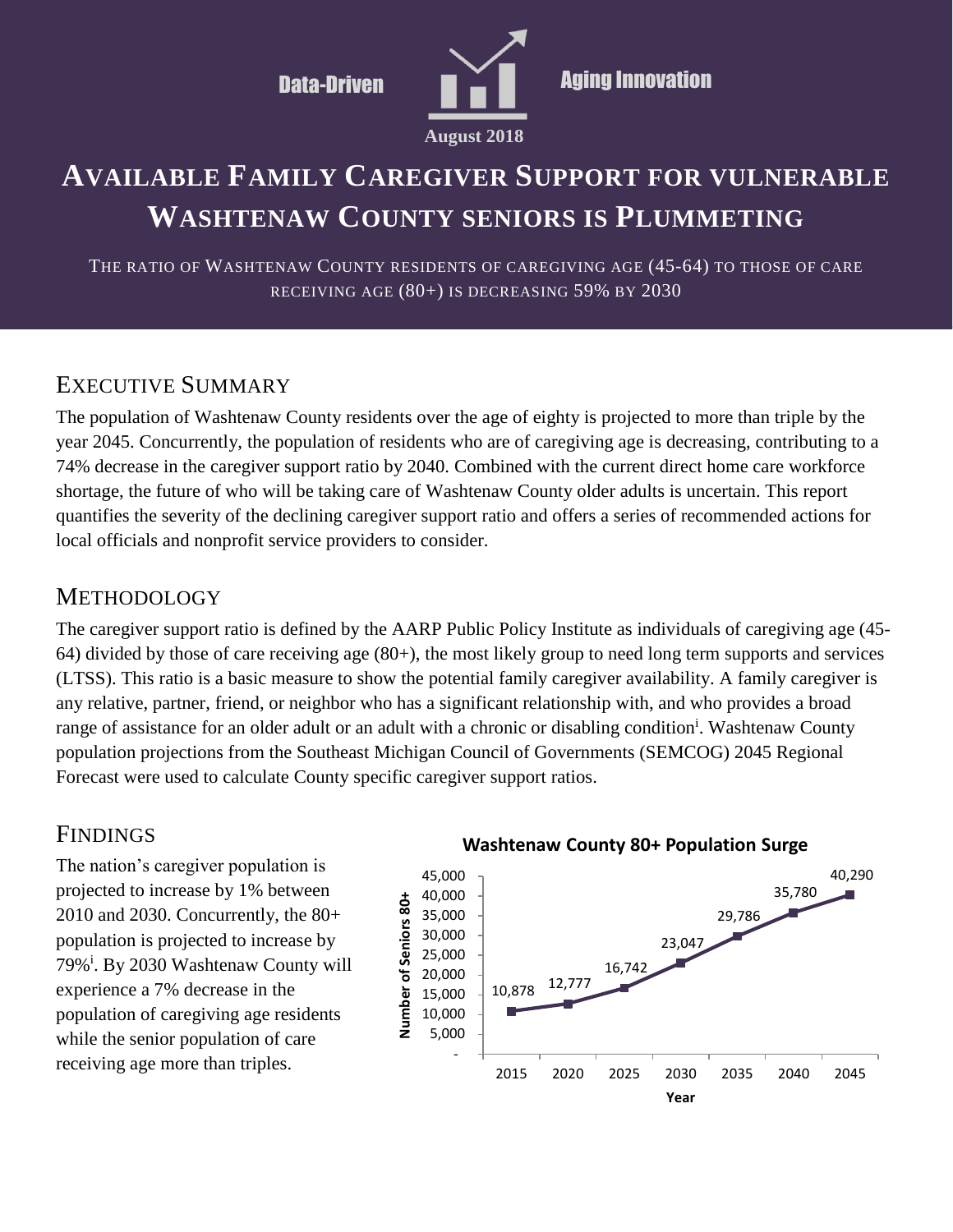Data-Driven Aging Innovation

August 2018

# Available Family Caregiver Support for Vulnerable Washtenaw County Seniors is Plummeting

THE RATIO OF WASHTENAW COUNTY RESIDENTS OF CAREGIVING AGE (45-64) TO THOSE OF CARE RECEIVING AGE (80+) IS DECREASING 59% BY 2030

## Executive Summary

The population of Washtenaw County residents over the age of eighty is projected to more than triple by the year 2045. Concurrently, the population of residents who are of caregiving age is decreasing, contributing to a 74% decrease in the caregiver support ratio by 2040. Combined with the current direct home care workforce shortage, the future of who will be taking care of Washtenaw County older adults is uncertain. This report quantifies the severity of the declining caregiver support ratio and offers a series of recommended actions for local officials and nonprofit service providers to consider.

## Methodology

The caregiver support ratio is defined by the AARP Public Policy Institute as individuals of caregiving age (45-64) divided by those of care receiving age (80+), the most likely group to need long term supports and services (LTSS). This ratio is a basic measure to show the potential family caregiver availability. A family caregiver is any relative, partner, friend, or neighbor who has a significant relationship with, and who provides a broad range of assistance for an older adult or an adult with a chronic or disabling condition[i]. Washtenaw County population projections from the Southeast Michigan Council of Governments (SEMCOG) 2045 Regional Forecast were used to calculate County specific caregiver support ratios.

## Findings

The nation's caregiver population is projected to increase by 1% between 2010 and 2030. Concurrently, the 80+ population is projected to increase by 79%[i]. By 2030 Washtenaw County will experience a 7% decrease in the population of caregiving age residents while the senior population of care receiving age more than triples.

**Washtenaw County 80+ Population Surge**

| Year | Number of Seniors 80+ |
|---|---|
| 2015 | 10,878 |
| 2020 | 12,777 |
| 2025 | 16,742 |
| 2030 | 23,047 |
| 2035 | 29,786 |
| 2040 | 35,780 |
| 2045 | 40,290 |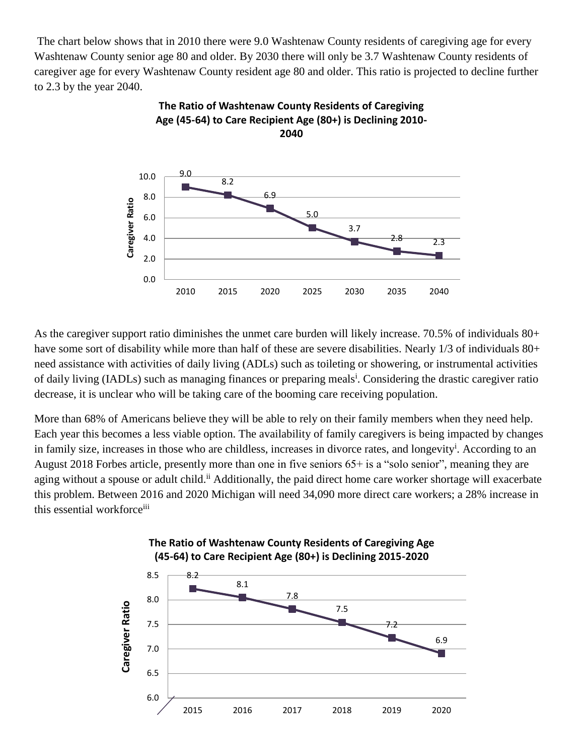The chart below shows that in 2010 there were 9.0 Washtenaw County residents of caregiving age for every Washtenaw County senior age 80 and older. By 2030 there will only be 3.7 Washtenaw County residents of caregiver age for every Washtenaw County resident age 80 and older. This ratio is projected to decline further to 2.3 by the year 2040.

**The Ratio of Washtenaw County Residents of Caregiving Age (45-64) to Care Recipient Age (80+) is Declining 2010-2040**

| Year | Caregiver Ratio |
|---|---|
| 2010 | 9.0 |
| 2015 | 8.2 |
| 2020 | 6.9 |
| 2025 | 5.0 |
| 2030 | 3.7 |
| 2035 | 2.8 |
| 2040 | 2.3 |

As the caregiver support ratio diminishes the unmet care burden will likely increase. 70.5% of individuals 80+ have some sort of disability while more than half of these are severe disabilities. Nearly 1/3 of individuals 80+ need assistance with activities of daily living (ADLs) such as toileting or showering, or instrumental activities of daily living (IADLs) such as managing finances or preparing meals[i]. Considering the drastic caregiver ratio decrease, it is unclear who will be taking care of the booming care receiving population.

More than 68% of Americans believe they will be able to rely on their family members when they need help. Each year this becomes a less viable option. The availability of family caregivers is being impacted by changes in family size, increases in those who are childless, increases in divorce rates, and longevity[i]. According to an August 2018 Forbes article, presently more than one in five seniors 65+ is a "solo senior", meaning they are aging without a spouse or adult child.[ii] Additionally, the paid direct home care worker shortage will exacerbate this problem. Between 2016 and 2020 Michigan will need 34,090 more direct care workers; a 28% increase in this essential workforce[iii]

**The Ratio of Washtenaw County Residents of Caregiving Age (45-64) to Care Recipient Age (80+) is Declining 2015-2020**

| Year | Caregiver Ratio |
|---|---|
| 2015 | 8.2 |
| 2016 | 8.1 |
| 2017 | 7.8 |
| 2018 | 7.5 |
| 2019 | 7.2 |
| 2020 | 6.9 |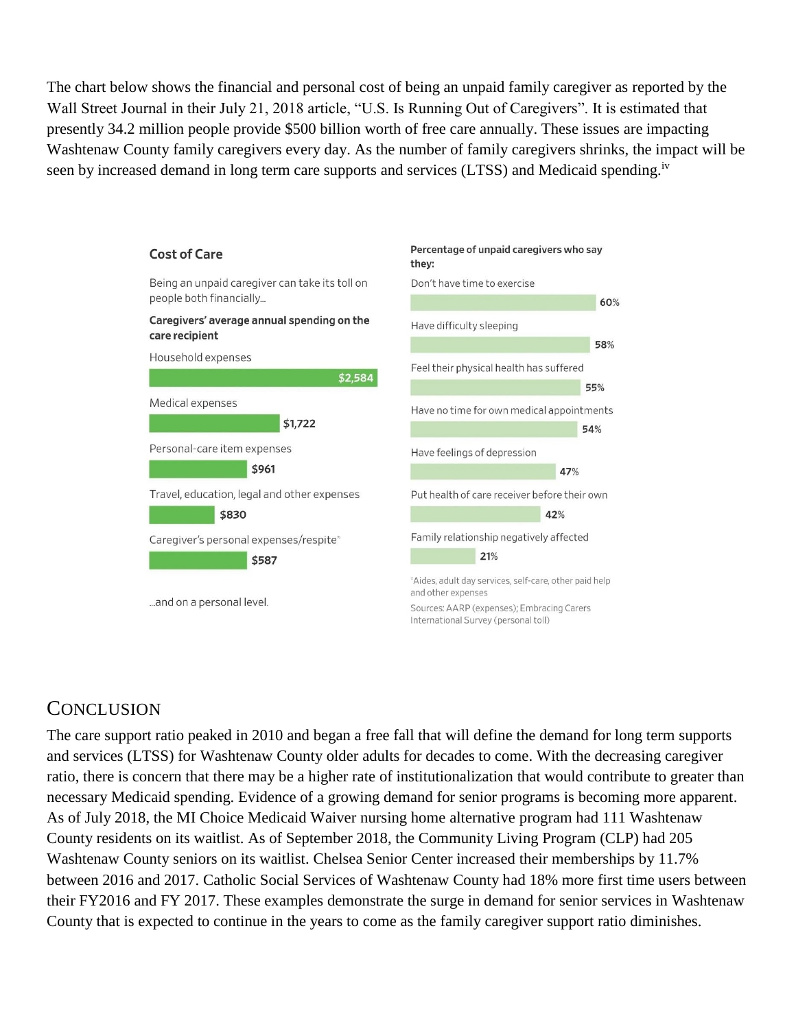The chart below shows the financial and personal cost of being an unpaid family caregiver as reported by the Wall Street Journal in their July 21, 2018 article, "U.S. Is Running Out of Caregivers". It is estimated that presently 34.2 million people provide $500 billion worth of free care annually. These issues are impacting Washtenaw County family caregivers every day. As the number of family caregivers shrinks, the impact will be seen by increased demand in long term care supports and services (LTSS) and Medicaid spending.[iv]

**Cost of Care**

Being an unpaid caregiver can take its toll on people both financially...

**Caregivers' average annual spending on the care recipient**

| Category | Amount |
|---|---|
| Household expenses | $2,584 |
| Medical expenses | $1,722 |
| Personal-care item expenses | $961 |
| Travel, education, legal and other expenses | $830 |
| Caregiver's personal expenses/respite* | $587 |

...and on a personal level.

**Percentage of unpaid caregivers who say they:**

| Statement | Percentage |
|---|---|
| Don't have time to exercise | 60% |
| Have difficulty sleeping | 58% |
| Feel their physical health has suffered | 55% |
| Have no time for own medical appointments | 54% |
| Have feelings of depression | 47% |
| Put health of care receiver before their own | 42% |
| Family relationship negatively affected | 21% |

*Aides, adult day services, self-care, other paid help and other expenses

Sources: AARP (expenses); Embracing Carers International Survey (personal toll)

## CONCLUSION

The care support ratio peaked in 2010 and began a free fall that will define the demand for long term supports and services (LTSS) for Washtenaw County older adults for decades to come. With the decreasing caregiver ratio, there is concern that there may be a higher rate of institutionalization that would contribute to greater than necessary Medicaid spending. Evidence of a growing demand for senior programs is becoming more apparent. As of July 2018, the MI Choice Medicaid Waiver nursing home alternative program had 111 Washtenaw County residents on its waitlist. As of September 2018, the Community Living Program (CLP) had 205 Washtenaw County seniors on its waitlist. Chelsea Senior Center increased their memberships by 11.7% between 2016 and 2017. Catholic Social Services of Washtenaw County had 18% more first time users between their FY2016 and FY 2017. These examples demonstrate the surge in demand for senior services in Washtenaw County that is expected to continue in the years to come as the family caregiver support ratio diminishes.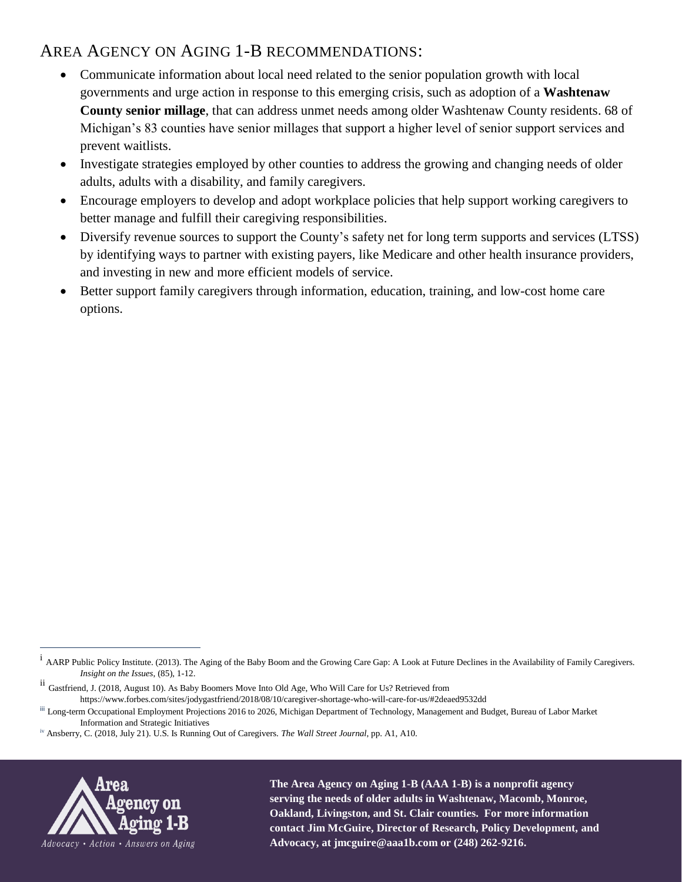## AREA AGENCY ON AGING 1-B RECOMMENDATIONS:

- Communicate information about local need related to the senior population growth with local governments and urge action in response to this emerging crisis, such as adoption of a **Washtenaw County senior millage**, that can address unmet needs among older Washtenaw County residents. 68 of Michigan's 83 counties have senior millages that support a higher level of senior support services and prevent waitlists.
- Investigate strategies employed by other counties to address the growing and changing needs of older adults, adults with a disability, and family caregivers.
- Encourage employers to develop and adopt workplace policies that help support working caregivers to better manage and fulfill their caregiving responsibilities.
- Diversify revenue sources to support the County's safety net for long term supports and services (LTSS) by identifying ways to partner with existing payers, like Medicare and other health insurance providers, and investing in new and more efficient models of service.
- Better support family caregivers through information, education, training, and low-cost home care options.

---

[i] AARP Public Policy Institute. (2013). The Aging of the Baby Boom and the Growing Care Gap: A Look at Future Declines in the Availability of Family Caregivers. *Insight on the Issues*, (85), 1-12.

[ii] Gastfriend, J. (2018, August 10). As Baby Boomers Move Into Old Age, Who Will Care for Us? Retrieved from https://www.forbes.com/sites/jodygastfriend/2018/08/10/caregiver-shortage-who-will-care-for-us/#2deaed9532dd

[iii] Long-term Occupational Employment Projections 2016 to 2026, Michigan Department of Technology, Management and Budget, Bureau of Labor Market Information and Strategic Initiatives

[iv] Ansberry, C. (2018, July 21). U.S. Is Running Out of Caregivers. *The Wall Street Journal*, pp. A1, A10.

Area Agency on Aging 1-B

*Advocacy • Action • Answers on Aging*

**The Area Agency on Aging 1-B (AAA 1-B) is a nonprofit agency serving the needs of older adults in Washtenaw, Macomb, Monroe, Oakland, Livingston, and St. Clair counties. For more information contact Jim McGuire, Director of Research, Policy Development, and Advocacy, at jmcguire@aaa1b.com or (248) 262-9216.**